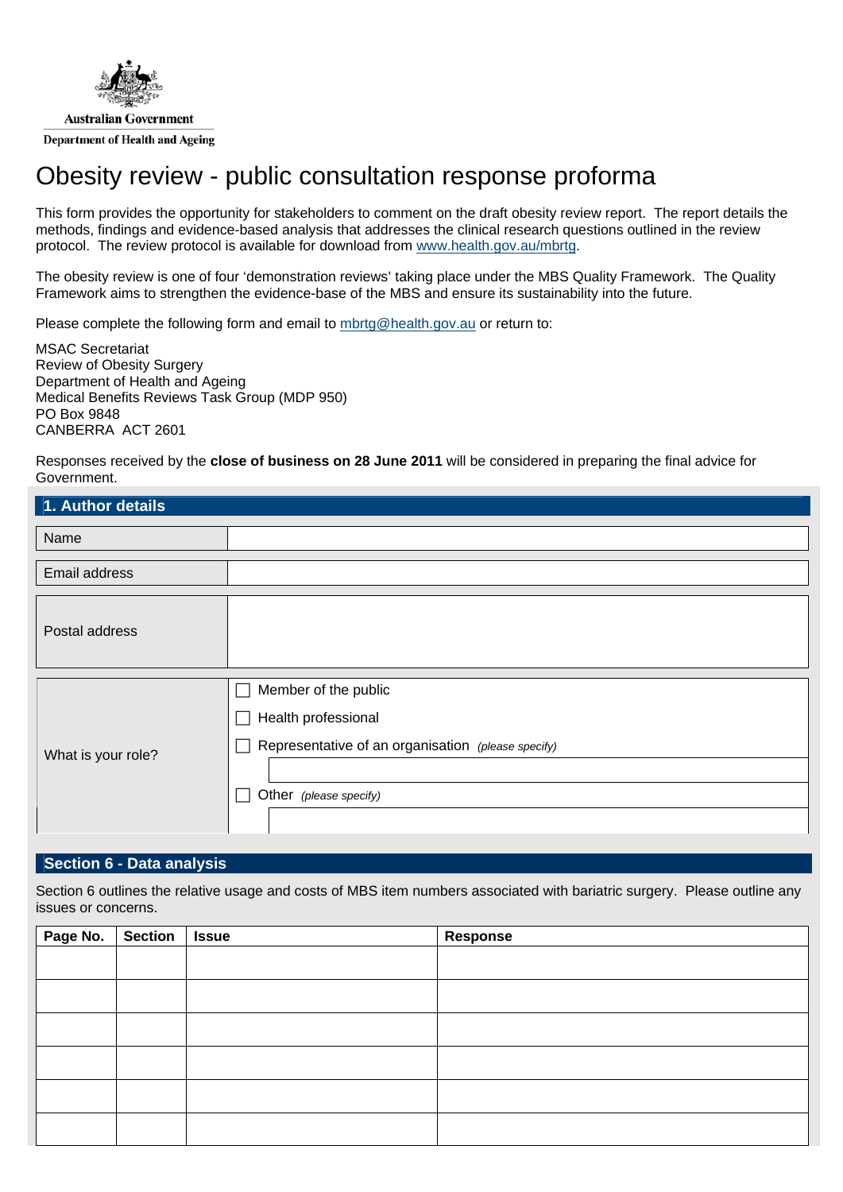Australian Government

Department of Health and Ageing

# Obesity review - public consultation response proforma

This form provides the opportunity for stakeholders to comment on the draft obesity review report. The report details the methods, findings and evidence-based analysis that addresses the clinical research questions outlined in the review protocol. The review protocol is available for download from www.health.gov.au/mbrtg.

The obesity review is one of four 'demonstration reviews' taking place under the MBS Quality Framework. The Quality Framework aims to strengthen the evidence-base of the MBS and ensure its sustainability into the future.

Please complete the following form and email to mbrtg@health.gov.au or return to:

MSAC Secretariat
Review of Obesity Surgery
Department of Health and Ageing
Medical Benefits Reviews Task Group (MDP 950)
PO Box 9848
CANBERRA ACT 2601

Responses received by the **close of business on 28 June 2011** will be considered in preparing the final advice for Government.

## 1. Author details

| | |
|---|---|
| Name | |
| Email address | |
| Postal address | |
| What is your role? | ☐ Member of the public<br>☐ Health professional<br>☐ Representative of an organisation *(please specify)*<br>☐ Other *(please specify)* |

## Section 6 - Data analysis

Section 6 outlines the relative usage and costs of MBS item numbers associated with bariatric surgery. Please outline any issues or concerns.

| Page No. | Section | Issue | Response |
|---|---|---|---|
| | | | |
| | | | |
| | | | |
| | | | |
| | | | |
| | | | |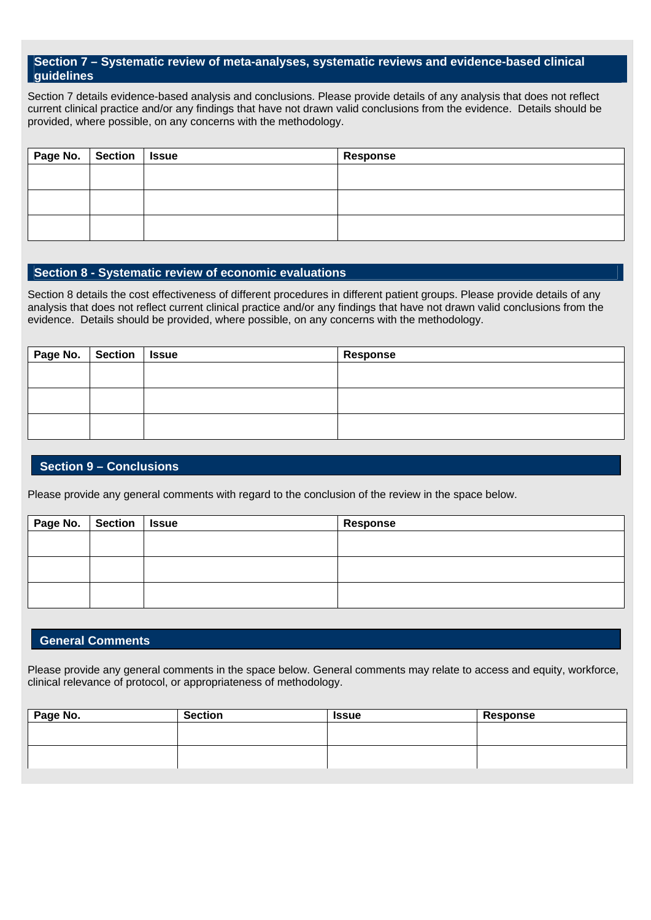## Section 7 – Systematic review of meta-analyses, systematic reviews and evidence-based clinical guidelines

Section 7 details evidence-based analysis and conclusions. Please provide details of any analysis that does not reflect current clinical practice and/or any findings that have not drawn valid conclusions from the evidence. Details should be provided, where possible, on any concerns with the methodology.

| Page No. | Section | Issue | Response |
|---|---|---|---|
| | | | |
| | | | |
| | | | |

## Section 8 - Systematic review of economic evaluations

Section 8 details the cost effectiveness of different procedures in different patient groups. Please provide details of any analysis that does not reflect current clinical practice and/or any findings that have not drawn valid conclusions from the evidence. Details should be provided, where possible, on any concerns with the methodology.

| Page No. | Section | Issue | Response |
|---|---|---|---|
| | | | |
| | | | |
| | | | |

## Section 9 – Conclusions

Please provide any general comments with regard to the conclusion of the review in the space below.

| Page No. | Section | Issue | Response |
|---|---|---|---|
| | | | |
| | | | |
| | | | |

## General Comments

Please provide any general comments in the space below. General comments may relate to access and equity, workforce, clinical relevance of protocol, or appropriateness of methodology.

| Page No. | Section | Issue | Response |
|---|---|---|---|
| | | | |
| | | | |